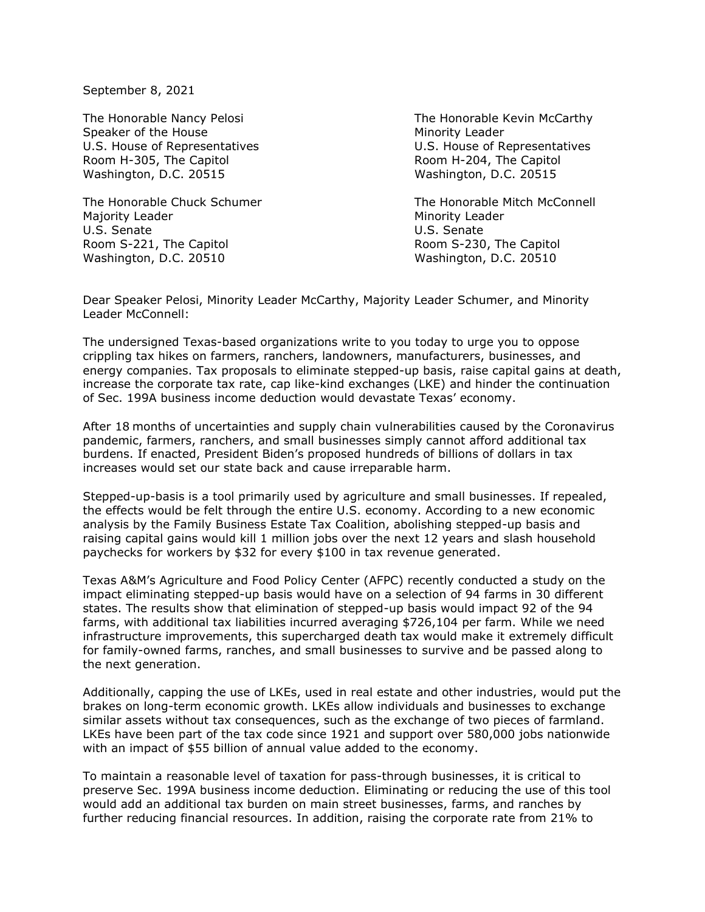September 8, 2021

The Honorable Nancy Pelosi
Speaker of the House
U.S. House of Representatives
Room H-305, The Capitol
Washington, D.C. 20515

The Honorable Kevin McCarthy
Minority Leader
U.S. House of Representatives
Room H-204, The Capitol
Washington, D.C. 20515

The Honorable Chuck Schumer
Majority Leader
U.S. Senate
Room S-221, The Capitol
Washington, D.C. 20510

The Honorable Mitch McConnell
Minority Leader
U.S. Senate
Room S-230, The Capitol
Washington, D.C. 20510

Dear Speaker Pelosi, Minority Leader McCarthy, Majority Leader Schumer, and Minority Leader McConnell:

The undersigned Texas-based organizations write to you today to urge you to oppose crippling tax hikes on farmers, ranchers, landowners, manufacturers, businesses, and energy companies. Tax proposals to eliminate stepped-up basis, raise capital gains at death, increase the corporate tax rate, cap like-kind exchanges (LKE) and hinder the continuation of Sec. 199A business income deduction would devastate Texas' economy.

After 18 months of uncertainties and supply chain vulnerabilities caused by the Coronavirus pandemic, farmers, ranchers, and small businesses simply cannot afford additional tax burdens. If enacted, President Biden's proposed hundreds of billions of dollars in tax increases would set our state back and cause irreparable harm.

Stepped-up-basis is a tool primarily used by agriculture and small businesses. If repealed, the effects would be felt through the entire U.S. economy. According to a new economic analysis by the Family Business Estate Tax Coalition, abolishing stepped-up basis and raising capital gains would kill 1 million jobs over the next 12 years and slash household paychecks for workers by $32 for every $100 in tax revenue generated.

Texas A&M's Agriculture and Food Policy Center (AFPC) recently conducted a study on the impact eliminating stepped-up basis would have on a selection of 94 farms in 30 different states. The results show that elimination of stepped-up basis would impact 92 of the 94 farms, with additional tax liabilities incurred averaging $726,104 per farm. While we need infrastructure improvements, this supercharged death tax would make it extremely difficult for family-owned farms, ranches, and small businesses to survive and be passed along to the next generation.

Additionally, capping the use of LKEs, used in real estate and other industries, would put the brakes on long-term economic growth. LKEs allow individuals and businesses to exchange similar assets without tax consequences, such as the exchange of two pieces of farmland. LKEs have been part of the tax code since 1921 and support over 580,000 jobs nationwide with an impact of $55 billion of annual value added to the economy.

To maintain a reasonable level of taxation for pass-through businesses, it is critical to preserve Sec. 199A business income deduction. Eliminating or reducing the use of this tool would add an additional tax burden on main street businesses, farms, and ranches by further reducing financial resources. In addition, raising the corporate rate from 21% to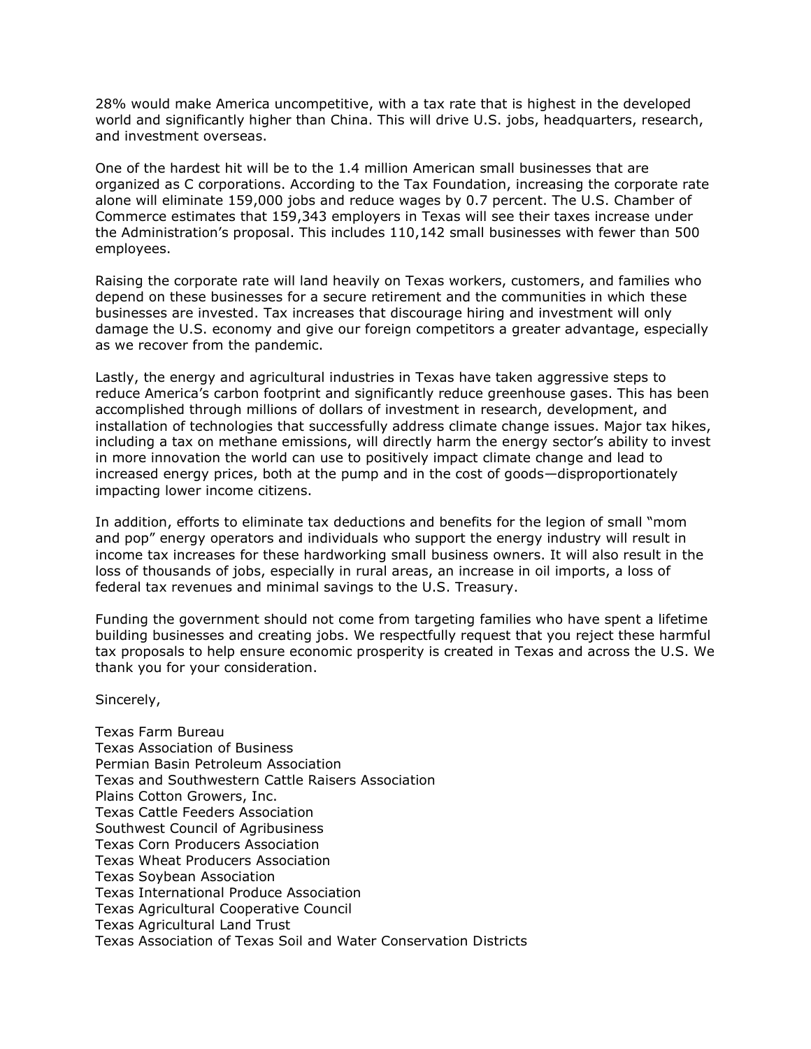28% would make America uncompetitive, with a tax rate that is highest in the developed world and significantly higher than China. This will drive U.S. jobs, headquarters, research, and investment overseas.

One of the hardest hit will be to the 1.4 million American small businesses that are organized as C corporations. According to the Tax Foundation, increasing the corporate rate alone will eliminate 159,000 jobs and reduce wages by 0.7 percent. The U.S. Chamber of Commerce estimates that 159,343 employers in Texas will see their taxes increase under the Administration's proposal. This includes 110,142 small businesses with fewer than 500 employees.

Raising the corporate rate will land heavily on Texas workers, customers, and families who depend on these businesses for a secure retirement and the communities in which these businesses are invested. Tax increases that discourage hiring and investment will only damage the U.S. economy and give our foreign competitors a greater advantage, especially as we recover from the pandemic.

Lastly, the energy and agricultural industries in Texas have taken aggressive steps to reduce America's carbon footprint and significantly reduce greenhouse gases. This has been accomplished through millions of dollars of investment in research, development, and installation of technologies that successfully address climate change issues. Major tax hikes, including a tax on methane emissions, will directly harm the energy sector's ability to invest in more innovation the world can use to positively impact climate change and lead to increased energy prices, both at the pump and in the cost of goods—disproportionately impacting lower income citizens.

In addition, efforts to eliminate tax deductions and benefits for the legion of small "mom and pop" energy operators and individuals who support the energy industry will result in income tax increases for these hardworking small business owners. It will also result in the loss of thousands of jobs, especially in rural areas, an increase in oil imports, a loss of federal tax revenues and minimal savings to the U.S. Treasury.

Funding the government should not come from targeting families who have spent a lifetime building businesses and creating jobs. We respectfully request that you reject these harmful tax proposals to help ensure economic prosperity is created in Texas and across the U.S. We thank you for your consideration.

Sincerely,

Texas Farm Bureau
Texas Association of Business
Permian Basin Petroleum Association
Texas and Southwestern Cattle Raisers Association
Plains Cotton Growers, Inc.
Texas Cattle Feeders Association
Southwest Council of Agribusiness
Texas Corn Producers Association
Texas Wheat Producers Association
Texas Soybean Association
Texas International Produce Association
Texas Agricultural Cooperative Council
Texas Agricultural Land Trust
Texas Association of Texas Soil and Water Conservation Districts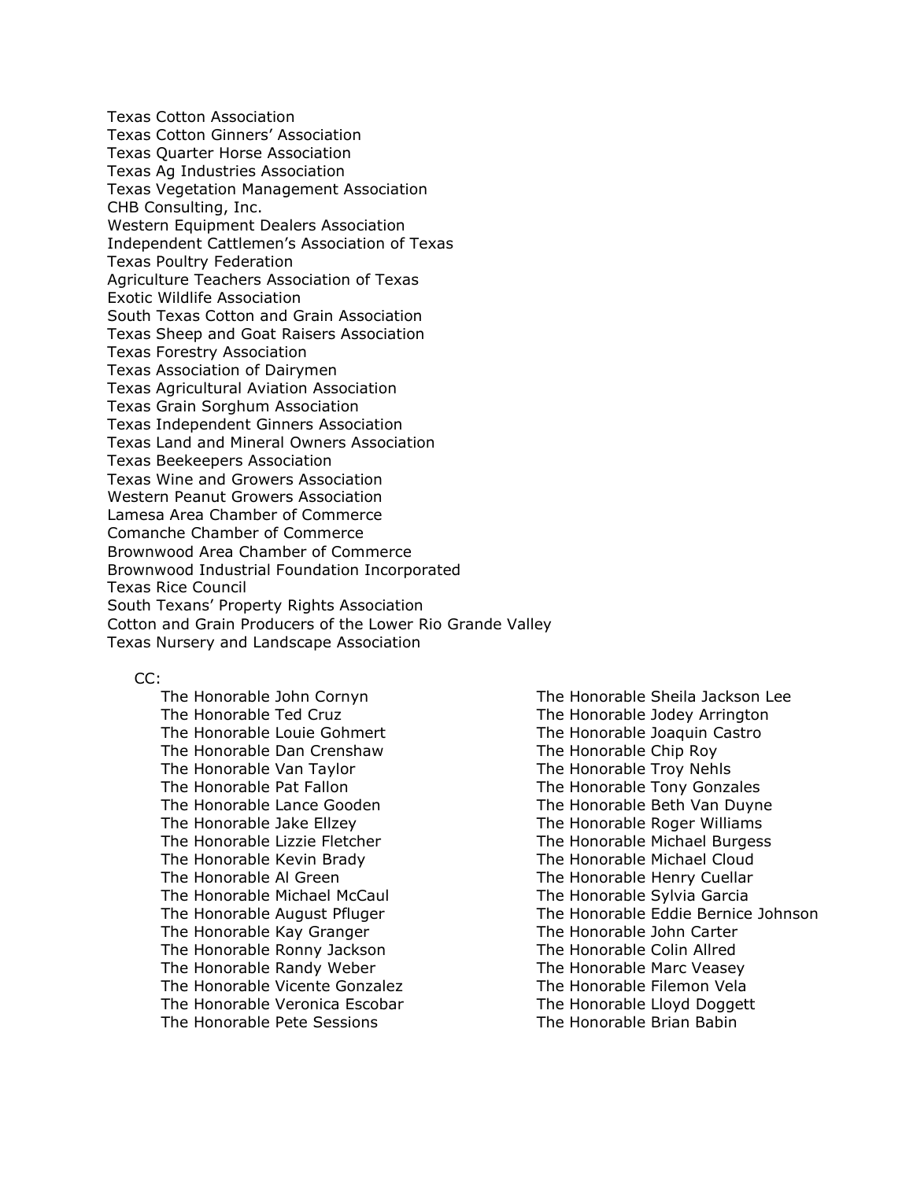Texas Cotton Association
Texas Cotton Ginners' Association
Texas Quarter Horse Association
Texas Ag Industries Association
Texas Vegetation Management Association
CHB Consulting, Inc.
Western Equipment Dealers Association
Independent Cattlemen's Association of Texas
Texas Poultry Federation
Agriculture Teachers Association of Texas
Exotic Wildlife Association
South Texas Cotton and Grain Association
Texas Sheep and Goat Raisers Association
Texas Forestry Association
Texas Association of Dairymen
Texas Agricultural Aviation Association
Texas Grain Sorghum Association
Texas Independent Ginners Association
Texas Land and Mineral Owners Association
Texas Beekeepers Association
Texas Wine and Growers Association
Western Peanut Growers Association
Lamesa Area Chamber of Commerce
Comanche Chamber of Commerce
Brownwood Area Chamber of Commerce
Brownwood Industrial Foundation Incorporated
Texas Rice Council
South Texans' Property Rights Association
Cotton and Grain Producers of the Lower Rio Grande Valley
Texas Nursery and Landscape Association

CC:

The Honorable John Cornyn
The Honorable Ted Cruz
The Honorable Louie Gohmert
The Honorable Dan Crenshaw
The Honorable Van Taylor
The Honorable Pat Fallon
The Honorable Lance Gooden
The Honorable Jake Ellzey
The Honorable Lizzie Fletcher
The Honorable Kevin Brady
The Honorable Al Green
The Honorable Michael McCaul
The Honorable August Pfluger
The Honorable Kay Granger
The Honorable Ronny Jackson
The Honorable Randy Weber
The Honorable Vicente Gonzalez
The Honorable Veronica Escobar
The Honorable Pete Sessions
The Honorable Sheila Jackson Lee
The Honorable Jodey Arrington
The Honorable Joaquin Castro
The Honorable Chip Roy
The Honorable Troy Nehls
The Honorable Tony Gonzales
The Honorable Beth Van Duyne
The Honorable Roger Williams
The Honorable Michael Burgess
The Honorable Michael Cloud
The Honorable Henry Cuellar
The Honorable Sylvia Garcia
The Honorable Eddie Bernice Johnson
The Honorable John Carter
The Honorable Colin Allred
The Honorable Marc Veasey
The Honorable Filemon Vela
The Honorable Lloyd Doggett
The Honorable Brian Babin